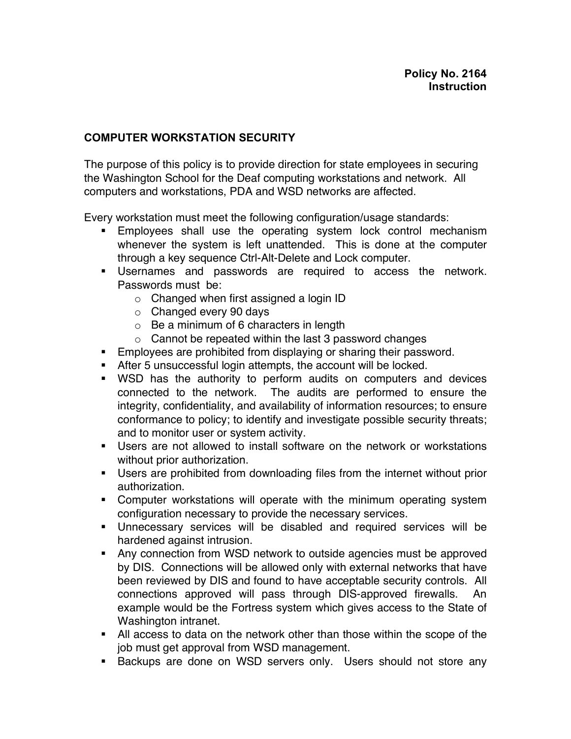**Policy No. 2164**
**Instruction**

## COMPUTER WORKSTATION SECURITY

The purpose of this policy is to provide direction for state employees in securing the Washington School for the Deaf computing workstations and network. All computers and workstations, PDA and WSD networks are affected.

Every workstation must meet the following configuration/usage standards:

- Employees shall use the operating system lock control mechanism whenever the system is left unattended. This is done at the computer through a key sequence Ctrl-Alt-Delete and Lock computer.
- Usernames and passwords are required to access the network. Passwords must be:
  - Changed when first assigned a login ID
  - Changed every 90 days
  - Be a minimum of 6 characters in length
  - Cannot be repeated within the last 3 password changes
- Employees are prohibited from displaying or sharing their password.
- After 5 unsuccessful login attempts, the account will be locked.
- WSD has the authority to perform audits on computers and devices connected to the network. The audits are performed to ensure the integrity, confidentiality, and availability of information resources; to ensure conformance to policy; to identify and investigate possible security threats; and to monitor user or system activity.
- Users are not allowed to install software on the network or workstations without prior authorization.
- Users are prohibited from downloading files from the internet without prior authorization.
- Computer workstations will operate with the minimum operating system configuration necessary to provide the necessary services.
- Unnecessary services will be disabled and required services will be hardened against intrusion.
- Any connection from WSD network to outside agencies must be approved by DIS. Connections will be allowed only with external networks that have been reviewed by DIS and found to have acceptable security controls. All connections approved will pass through DIS-approved firewalls. An example would be the Fortress system which gives access to the State of Washington intranet.
- All access to data on the network other than those within the scope of the job must get approval from WSD management.
- Backups are done on WSD servers only. Users should not store any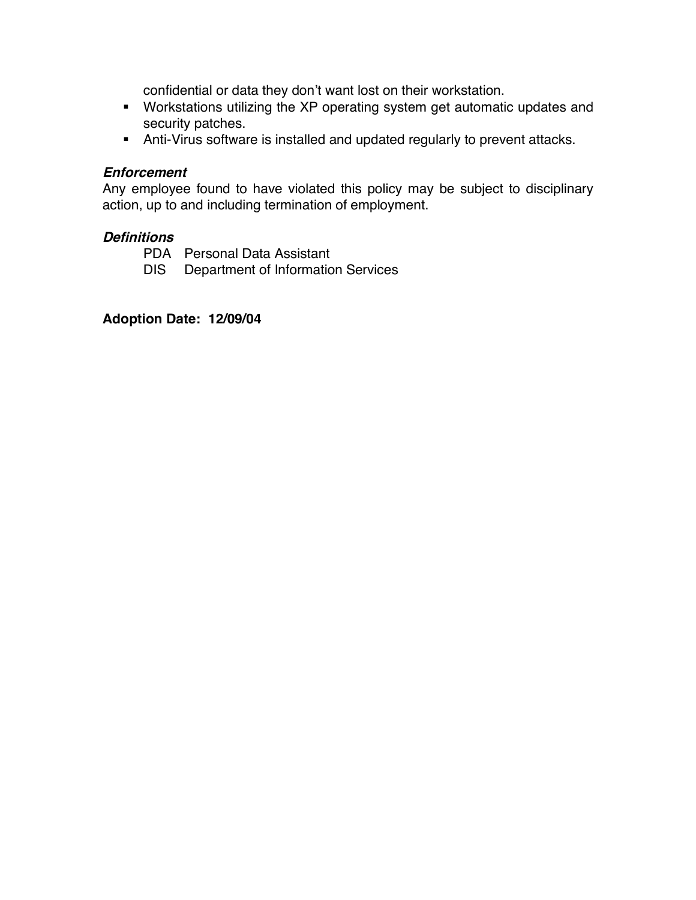confidential or data they don't want lost on their workstation.

- Workstations utilizing the XP operating system get automatic updates and security patches.
- Anti-Virus software is installed and updated regularly to prevent attacks.

***Enforcement***

Any employee found to have violated this policy may be subject to disciplinary action, up to and including termination of employment.

***Definitions***

PDA Personal Data Assistant
DIS Department of Information Services

**Adoption Date: 12/09/04**